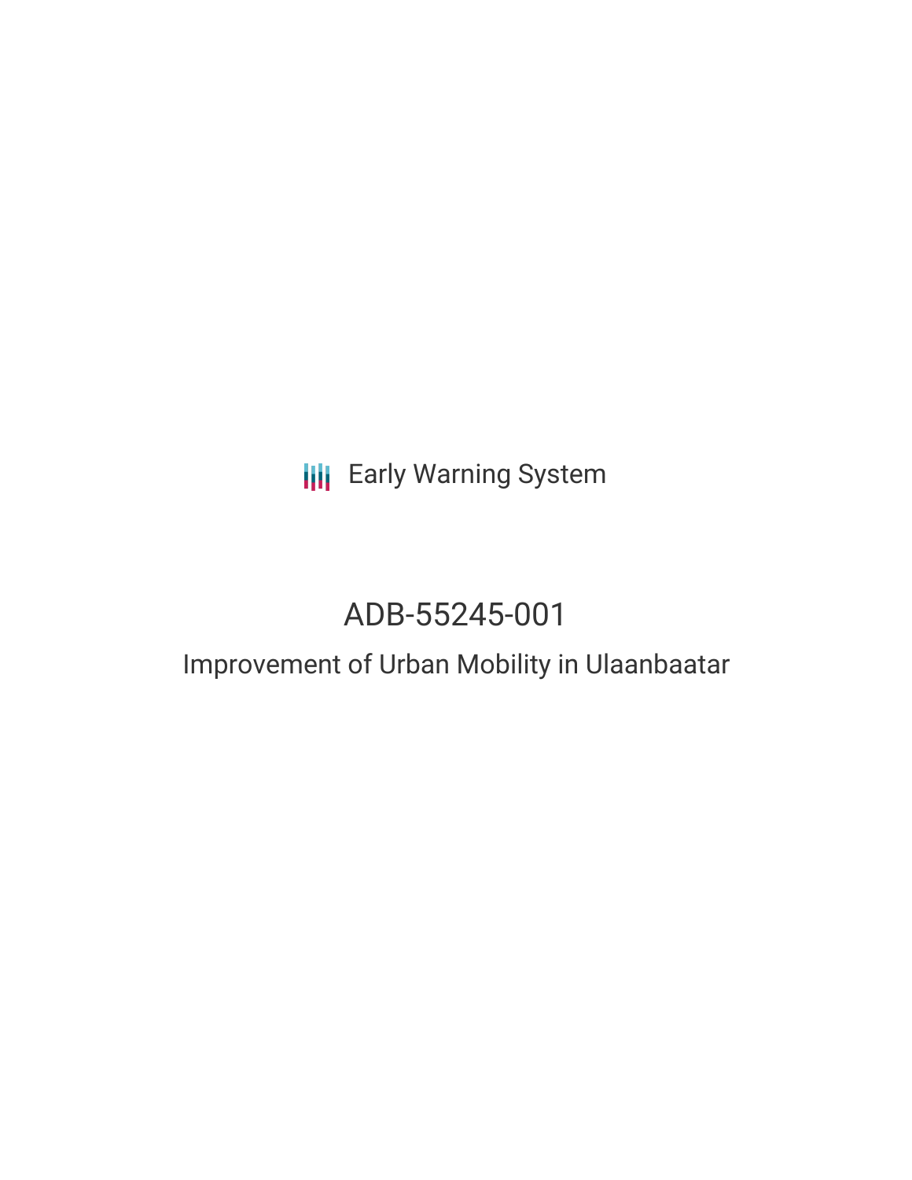Early Warning System

# ADB-55245-001

## Improvement of Urban Mobility in Ulaanbaatar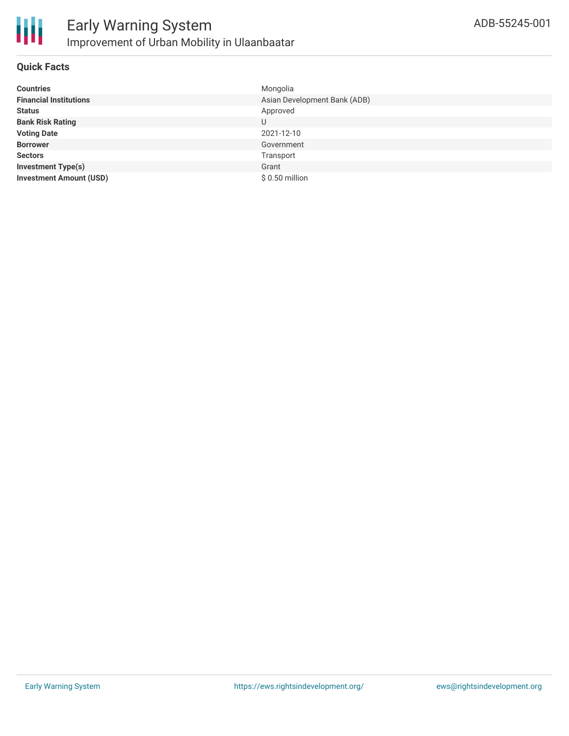# Early Warning System

## Improvement of Urban Mobility in Ulaanbaatar

ADB-55245-001

### Quick Facts

| | |
|---|---|
| **Countries** | Mongolia |
| **Financial Institutions** | Asian Development Bank (ADB) |
| **Status** | Approved |
| **Bank Risk Rating** | U |
| **Voting Date** | 2021-12-10 |
| **Borrower** | Government |
| **Sectors** | Transport |
| **Investment Type(s)** | Grant |
| **Investment Amount (USD)** | $ 0.50 million |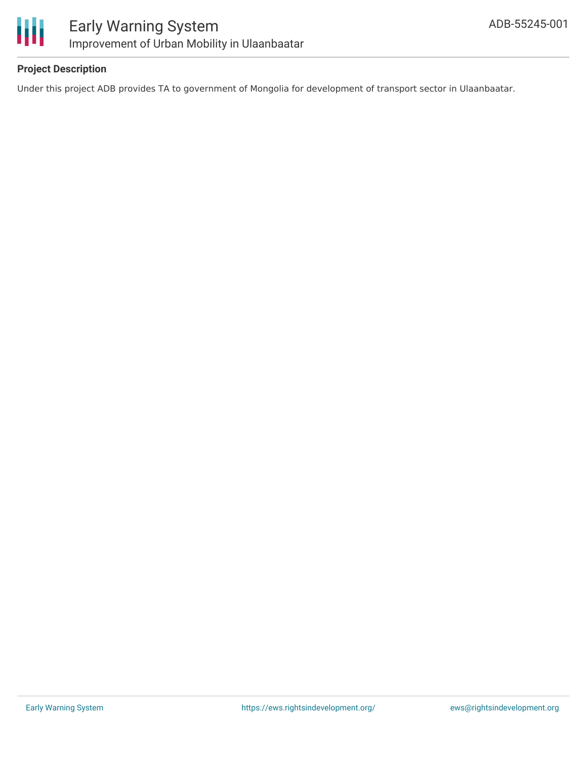**Project Description**

Under this project ADB provides TA to government of Mongolia for development of transport sector in Ulaanbaatar.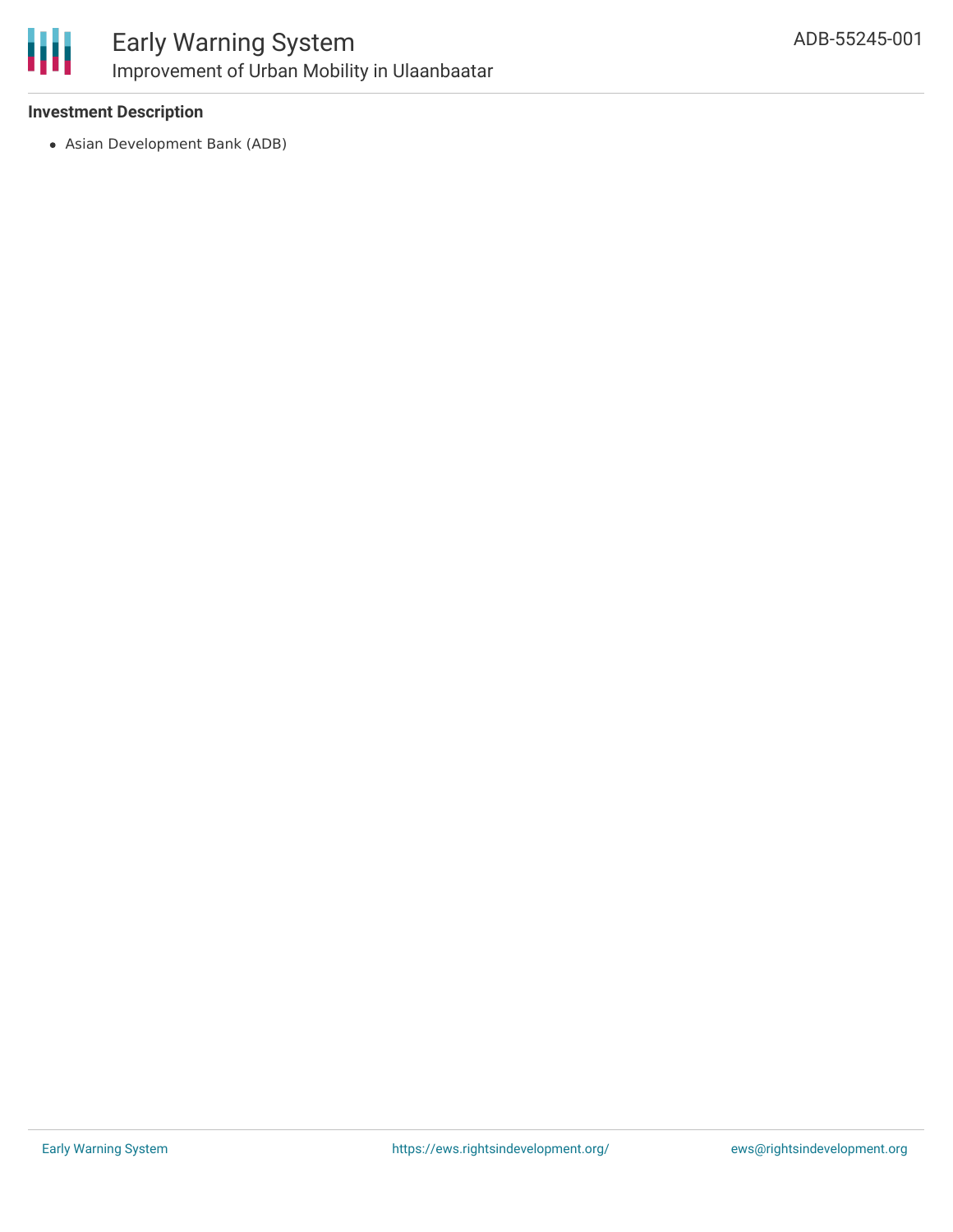**Investment Description**

- Asian Development Bank (ADB)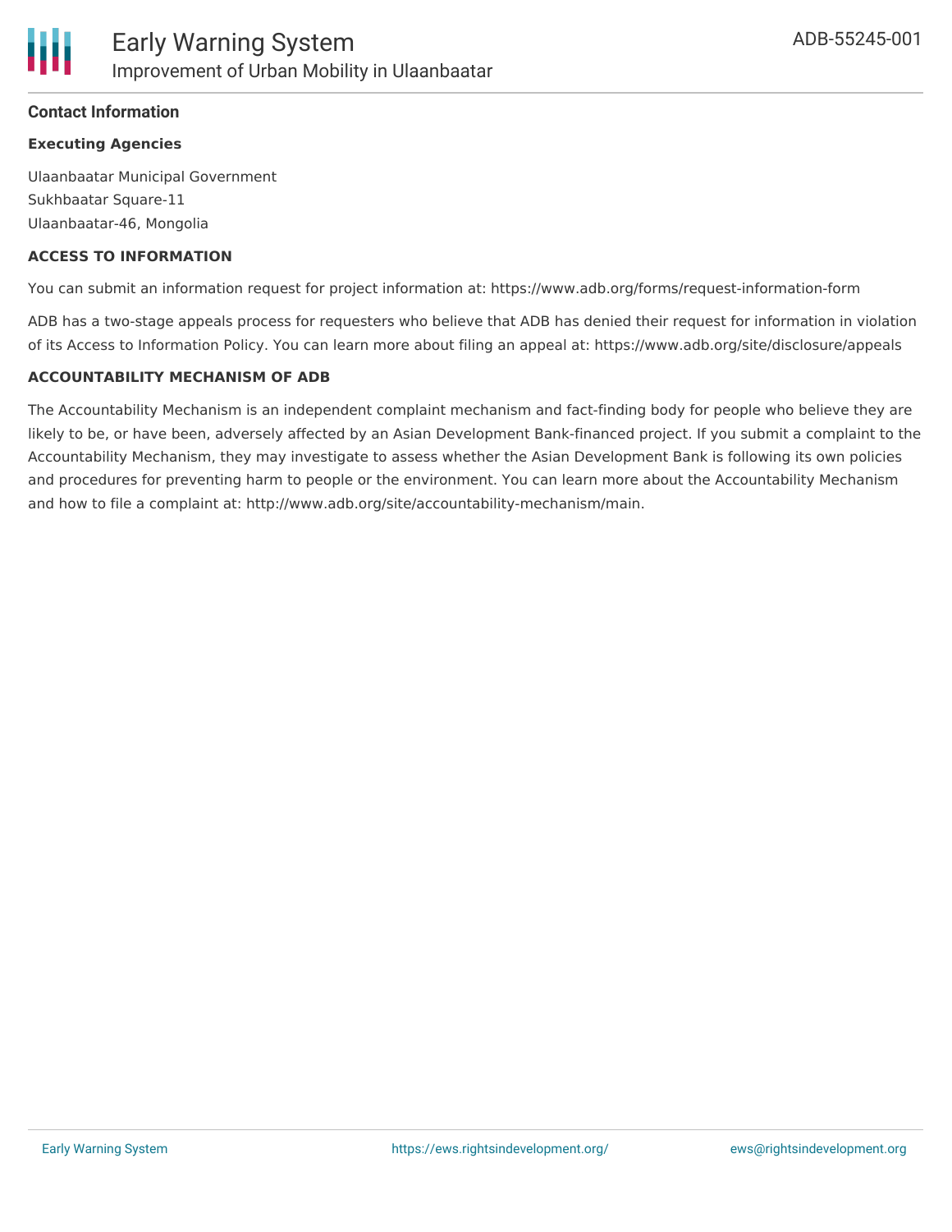## Contact Information

### Executing Agencies

Ulaanbaatar Municipal Government
Sukhbaatar Square-11
Ulaanbaatar-46, Mongolia

### ACCESS TO INFORMATION

You can submit an information request for project information at: https://www.adb.org/forms/request-information-form

ADB has a two-stage appeals process for requesters who believe that ADB has denied their request for information in violation of its Access to Information Policy. You can learn more about filing an appeal at: https://www.adb.org/site/disclosure/appeals

### ACCOUNTABILITY MECHANISM OF ADB

The Accountability Mechanism is an independent complaint mechanism and fact-finding body for people who believe they are likely to be, or have been, adversely affected by an Asian Development Bank-financed project. If you submit a complaint to the Accountability Mechanism, they may investigate to assess whether the Asian Development Bank is following its own policies and procedures for preventing harm to people or the environment. You can learn more about the Accountability Mechanism and how to file a complaint at: http://www.adb.org/site/accountability-mechanism/main.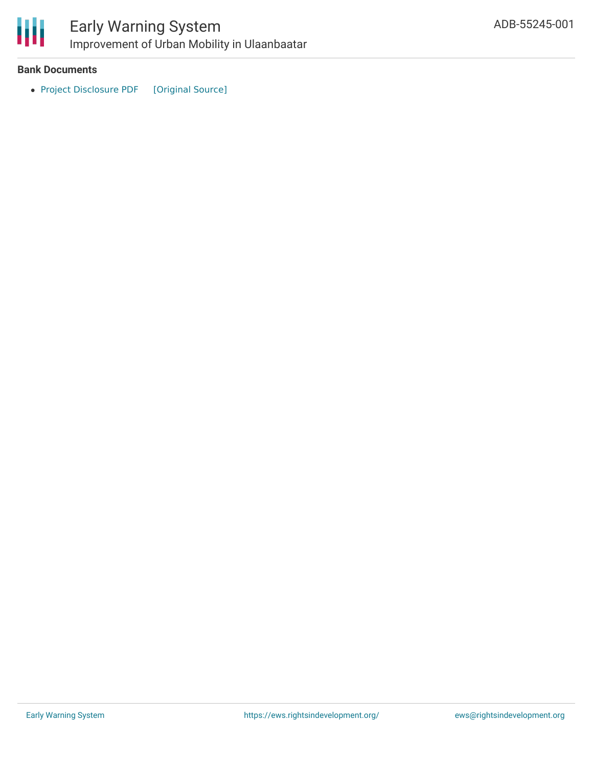**Bank Documents**

- Project Disclosure PDF [Original Source]